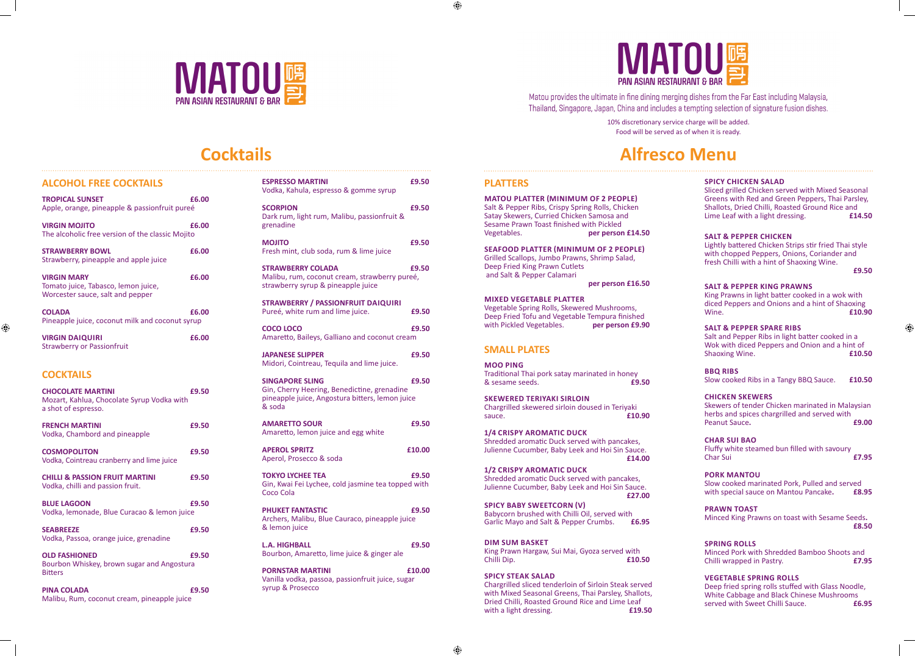# MATOU

PAN ASIAN RESTAURANT & BAR

## Cocktails

### ALCOHOL FREE COCKTAILS

**TROPICAL SUNSET** £6.00
Apple, orange, pineapple & passionfruit pureé

**VIRGIN MOJITO** £6.00
The alcoholic free version of the classic Mojito

**STRAWBERRY BOWL** £6.00
Strawberry, pineapple and apple juice

**VIRGIN MARY** £6.00
Tomato juice, Tabasco, lemon juice, Worcester sauce, salt and pepper

**COLADA** £6.00
Pineapple juice, coconut milk and coconut syrup

**VIRGIN DAIQUIRI** £6.00
Strawberry or Passionfruit

### COCKTAILS

**CHOCOLATE MARTINI** £9.50
Mozart, Kahlua, Chocolate Syrup Vodka with a shot of espresso.

**FRENCH MARTINI** £9.50
Vodka, Chambord and pineapple

**COSMOPOLITON** £9.50
Vodka, Cointreau cranberry and lime juice

**CHILLI & PASSION FRUIT MARTINI** £9.50
Vodka, chilli and passion fruit.

**BLUE LAGOON** £9.50
Vodka, lemonade, Blue Curacao & lemon juice

**SEABREEZE** £9.50
Vodka, Passoa, orange juice, grenadine

**OLD FASHIONED** £9.50
Bourbon Whiskey, brown sugar and Angostura Bitters

**PINA COLADA** £9.50
Malibu, Rum, coconut cream, pineapple juice

**ESPRESSO MARTINI** £9.50
Vodka, Kahula, espresso & gomme syrup

**SCORPION** £9.50
Dark rum, light rum, Malibu, passionfruit & grenadine

**MOJITO** £9.50
Fresh mint, club soda, rum & lime juice

**STRAWBERRY COLADA** £9.50
Malibu, rum, coconut cream, strawberry pureé, strawberry syrup & pineapple juice

**STRAWBERRY / PASSIONFRUIT DAIQUIRI** £9.50
Pureé, white rum and lime juice.

**COCO LOCO** £9.50
Amaretto, Baileys, Galliano and coconut cream

**JAPANESE SLIPPER** £9.50
Midori, Cointreau, Tequila and lime juice.

**SINGAPORE SLING** £9.50
Gin, Cherry Heering, Benedictine, grenadine pineapple juice, Angostura bitters, lemon juice & soda

**AMARETTO SOUR** £9.50
Amaretto, lemon juice and egg white

**APEROL SPRITZ** £10.00
Aperol, Prosecco & soda

**TOKYO LYCHEE TEA** £9.50
Gin, Kwai Fei Lychee, cold jasmine tea topped with Coco Cola

**PHUKET FANTASTIC** £9.50
Archers, Malibu, Blue Cauraco, pineapple juice & lemon juice

**L.A. HIGHBALL** £9.50
Bourbon, Amaretto, lime juice & ginger ale

**PORNSTAR MARTINI** £10.00
Vanilla vodka, passoa, passionfruit juice, sugar syrup & Prosecco

# MATOU

PAN ASIAN RESTAURANT & BAR

Matou provides the ultimate in fine dining merging dishes from the Far East including Malaysia, Thailand, Singapore, Japan, China and includes a tempting selection of signature fusion dishes.

10% discretionary service charge will be added.
Food will be served as of when it is ready.

## Alfresco Menu

### PLATTERS

**MATOU PLATTER (MINIMUM OF 2 PEOPLE)**
Salt & Pepper Ribs, Crispy Spring Rolls, Chicken Satay Skewers, Curried Chicken Samosa and Sesame Prawn Toast finished with Pickled Vegetables. **per person £14.50**

**SEAFOOD PLATTER (MINIMUM OF 2 PEOPLE)**
Grilled Scallops, Jumbo Prawns, Shrimp Salad, Deep Fried King Prawn Cutlets and Salt & Pepper Calamari **per person £16.50**

**MIXED VEGETABLE PLATTER**
Vegetable Spring Rolls, Skewered Mushrooms, Deep Fried Tofu and Vegetable Tempura finished with Pickled Vegetables. **per person £9.90**

### SMALL PLATES

**MOO PING**
Traditional Thai pork satay marinated in honey & sesame seeds. **£9.50**

**SKEWERED TERIYAKI SIRLOIN**
Chargrilled skewered sirloin doused in Teriyaki sauce. **£10.90**

**1/4 CRISPY AROMATIC DUCK**
Shredded aromatic Duck served with pancakes, Julienne Cucumber, Baby Leek and Hoi Sin Sauce. **£14.00**

**1/2 CRISPY AROMATIC DUCK**
Shredded aromatic Duck served with pancakes, Julienne Cucumber, Baby Leek and Hoi Sin Sauce. **£27.00**

**SPICY BABY SWEETCORN (V)**
Babycorn brushed with Chilli Oil, served with Garlic Mayo and Salt & Pepper Crumbs. **£6.95**

**DIM SUM BASKET**
King Prawn Hargaw, Sui Mai, Gyoza served with Chilli Dip. **£10.50**

**SPICY STEAK SALAD**
Chargrilled sliced tenderloin of Sirloin Steak served with Mixed Seasonal Greens, Thai Parsley, Shallots, Dried Chilli, Roasted Ground Rice and Lime Leaf with a light dressing. **£19.50**

**SPICY CHICKEN SALAD**
Sliced grilled Chicken served with Mixed Seasonal Greens with Red and Green Peppers, Thai Parsley, Shallots, Dried Chilli, Roasted Ground Rice and Lime Leaf with a light dressing. **£14.50**

**SALT & PEPPER CHICKEN**
Lightly battered Chicken Strips stir fried Thai style with chopped Peppers, Onions, Coriander and fresh Chilli with a hint of Shaoxing Wine. **£9.50**

**SALT & PEPPER KING PRAWNS**
King Prawns in light batter cooked in a wok with diced Peppers and Onions and a hint of Shaoxing Wine. **£10.90**

**SALT & PEPPER SPARE RIBS**
Salt and Pepper Ribs in light batter cooked in a Wok with diced Peppers and Onion and a hint of Shaoxing Wine. **£10.50**

**BBQ RIBS**
Slow cooked Ribs in a Tangy BBQ Sauce. **£10.50**

**CHICKEN SKEWERS**
Skewers of tender Chicken marinated in Malaysian herbs and spices chargrilled and served with Peanut Sauce. **£9.00**

**CHAR SUI BAO**
Fluffy white steamed bun filled with savoury Char Sui **£7.95**

**PORK MANTOU**
Slow cooked marinated Pork, Pulled and served with special sauce on Mantou Pancake. **£8.95**

**PRAWN TOAST**
Minced King Prawns on toast with Sesame Seeds. **£8.50**

**SPRING ROLLS**
Minced Pork with Shredded Bamboo Shoots and Chilli wrapped in Pastry. **£7.95**

**VEGETABLE SPRING ROLLS**
Deep fried spring rolls stuffed with Glass Noodle, White Cabbage and Black Chinese Mushrooms served with Sweet Chilli Sauce. **£6.95**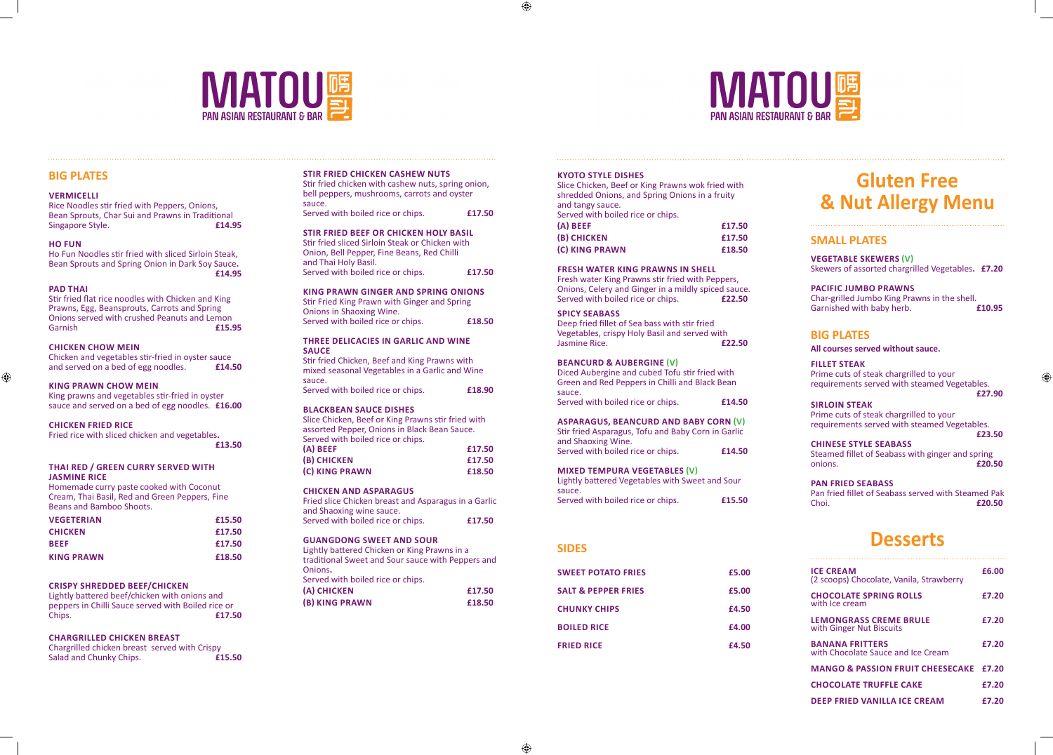# MATOU

PAN ASIAN RESTAURANT & BAR

## BIG PLATES

**VERMICELLI**
Rice Noodles stir fried with Peppers, Onions, Bean Sprouts, Char Sui and Prawns in Traditional Singapore Style. **£14.95**

**HO FUN**
Ho Fun Noodles stir fried with sliced Sirloin Steak, Bean Sprouts and Spring Onion in Dark Soy Sauce. **£14.95**

**PAD THAI**
Stir fried flat rice noodles with Chicken and King Prawns, Egg, Beansprouts, Carrots and Spring Onions served with crushed Peanuts and Lemon Garnish **£15.95**

**CHICKEN CHOW MEIN**
Chicken and vegetables stir-fried in oyster sauce and served on a bed of egg noodles. **£14.50**

**KING PRAWN CHOW MEIN**
King prawns and vegetables stir-fried in oyster sauce and served on a bed of egg noodles. **£16.00**

**CHICKEN FRIED RICE**
Fried rice with sliced chicken and vegetables. **£13.50**

**THAI RED / GREEN CURRY SERVED WITH JASMINE RICE**
Homemade curry paste cooked with Coconut Cream, Thai Basil, Red and Green Peppers, Fine Beans and Bamboo Shoots.

| | |
|---|---|
| VEGETERIAN | £15.50 |
| CHICKEN | £17.50 |
| BEEF | £17.50 |
| KING PRAWN | £18.50 |

**CRISPY SHREDDED BEEF/CHICKEN**
Lightly battered beef/chicken with onions and peppers in Chilli Sauce served with Boiled rice or Chips. **£17.50**

**CHARGRILLED CHICKEN BREAST**
Chargrilled chicken breast served with Crispy Salad and Chunky Chips. **£15.50**

**STIR FRIED CHICKEN CASHEW NUTS**
Stir fried chicken with cashew nuts, spring onion, bell peppers, mushrooms, carrots and oyster sauce.
Served with boiled rice or chips. **£17.50**

**STIR FRIED BEEF OR CHICKEN HOLY BASIL**
Stir fried sliced Sirloin Steak or Chicken with Onion, Bell Pepper, Fine Beans, Red Chilli and Thai Holy Basil.
Served with boiled rice or chips. **£17.50**

**KING PRAWN GINGER AND SPRING ONIONS**
Stir Fried King Prawn with Ginger and Spring Onions in Shaoxing Wine.
Served with boiled rice or chips. **£18.50**

**THREE DELICACIES IN GARLIC AND WINE SAUCE**
Stir fried Chicken, Beef and King Prawns with mixed seasonal Vegetables in a Garlic and Wine sauce.
Served with boiled rice or chips. **£18.90**

**BLACKBEAN SAUCE DISHES**
Slice Chicken, Beef or King Prawns stir fried with assorted Pepper, Onions in Black Bean Sauce.
Served with boiled rice or chips.

| | |
|---|---|
| (A) BEEF | £17.50 |
| (B) CHICKEN | £17.50 |
| (C) KING PRAWN | £18.50 |

**CHICKEN AND ASPARAGUS**
Fried slice Chicken breast and Asparagus in a Garlic and Shaoxing wine sauce.
Served with boiled rice or chips. **£17.50**

**GUANGDONG SWEET AND SOUR**
Lightly battered Chicken or King Prawns in a traditional Sweet and Sour sauce with Peppers and Onions.
Served with boiled rice or chips.

| | |
|---|---|
| (A) CHICKEN | £17.50 |
| (B) KING PRAWN | £18.50 |

**KYOTO STYLE DISHES**
Slice Chicken, Beef or King Prawns wok fried with shredded Onions, and Spring Onions in a fruity and tangy sauce.
Served with boiled rice or chips.

| | |
|---|---|
| (A) BEEF | £17.50 |
| (B) CHICKEN | £17.50 |
| (C) KING PRAWN | £18.50 |

**FRESH WATER KING PRAWNS IN SHELL**
Fresh water King Prawns stir fried with Peppers, Onions, Celery and Ginger in a mildly spiced sauce.
Served with boiled rice or chips. **£22.50**

**SPICY SEABASS**
Deep fried fillet of Sea bass with stir fried Vegetables, crispy Holy Basil and served with Jasmine Rice. **£22.50**

**BEANCURD & AUBERGINE (V)**
Diced Aubergine and cubed Tofu stir fried with Green and Red Peppers in Chilli and Black Bean sauce.
Served with boiled rice or chips. **£14.50**

**ASPARAGUS, BEANCURD AND BABY CORN (V)**
Stir fried Asparagus, Tofu and Baby Corn in Garlic and Shaoxing Wine.
Served with boiled rice or chips. **£14.50**

**MIXED TEMPURA VEGETABLES (V)**
Lightly battered Vegetables with Sweet and Sour sauce.
Served with boiled rice or chips. **£15.50**

## SIDES

| | |
|---|---|
| SWEET POTATO FRIES | £5.00 |
| SALT & PEPPER FRIES | £5.00 |
| CHUNKY CHIPS | £4.50 |
| BOILED RICE | £4.00 |
| FRIED RICE | £4.50 |

# Gluten Free & Nut Allergy Menu

## SMALL PLATES

**VEGETABLE SKEWERS (V)**
Skewers of assorted chargrilled Vegetables. **£7.20**

**PACIFIC JUMBO PRAWNS**
Char-grilled Jumbo King Prawns in the shell. Garnished with baby herb. **£10.95**

## BIG PLATES

**All courses served without sauce.**

**FILLET STEAK**
Prime cuts of steak chargrilled to your requirements served with steamed Vegetables. **£27.90**

**SIRLOIN STEAK**
Prime cuts of steak chargrilled to your requirements served with steamed Vegetables. **£23.50**

**CHINESE STYLE SEABASS**
Steamed fillet of Seabass with ginger and spring onions. **£20.50**

**PAN FRIED SEABASS**
Pan fried fillet of Seabass served with Steamed Pak Choi. **£20.50**

# Desserts

| | |
|---|---|
| **ICE CREAM** (2 scoops) Chocolate, Vanila, Strawberry | £6.00 |
| **CHOCOLATE SPRING ROLLS** with Ice cream | £7.20 |
| **LEMONGRASS CREME BRULE** with Ginger Nut Biscuits | £7.20 |
| **BANANA FRITTERS** with Chocolate Sauce and Ice Cream | £7.20 |
| **MANGO & PASSION FRUIT CHEESECAKE** | £7.20 |
| **CHOCOLATE TRUFFLE CAKE** | £7.20 |
| **DEEP FRIED VANILLA ICE CREAM** | £7.20 |